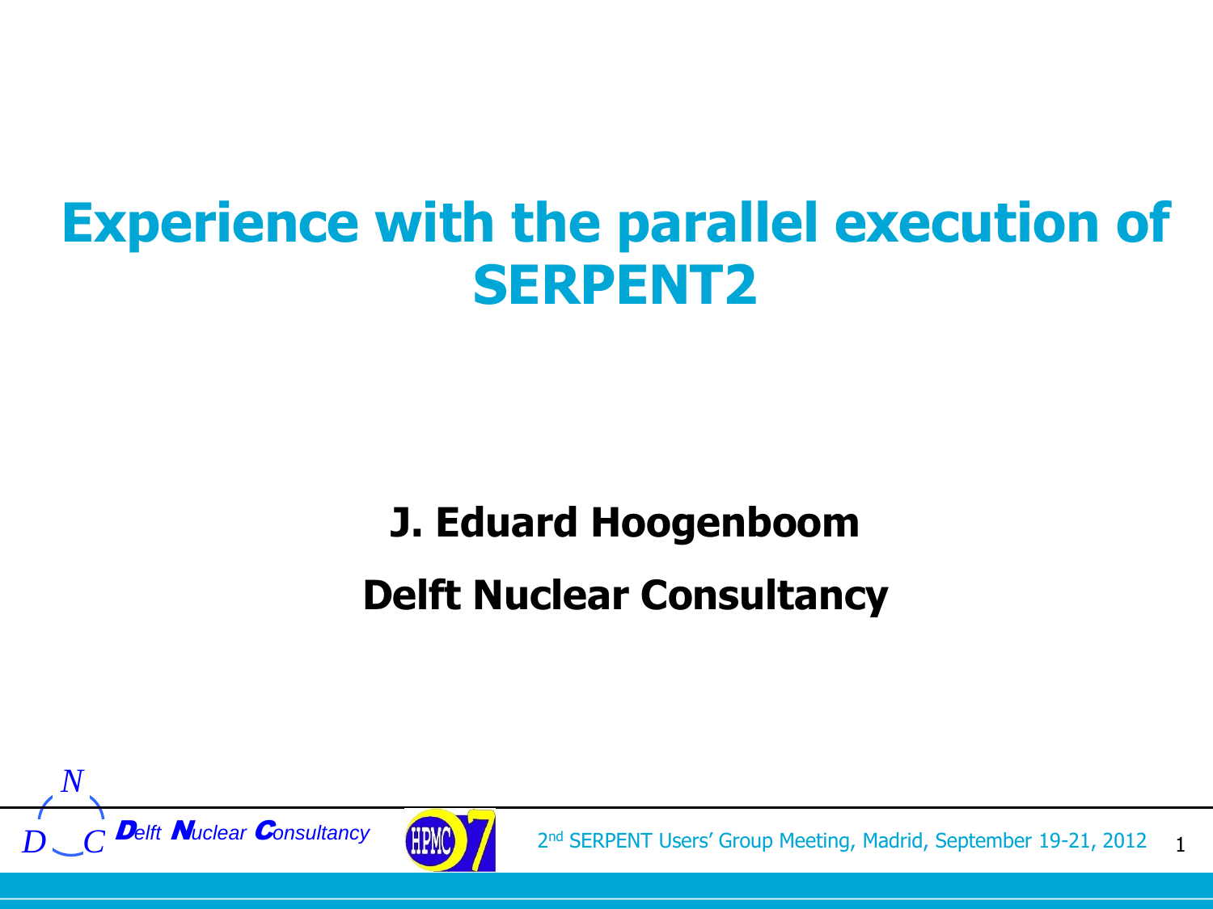# Experience with the parallel execution of SERPENT2

**J. Eduard Hoogenboom**

**Delft Nuclear Consultancy**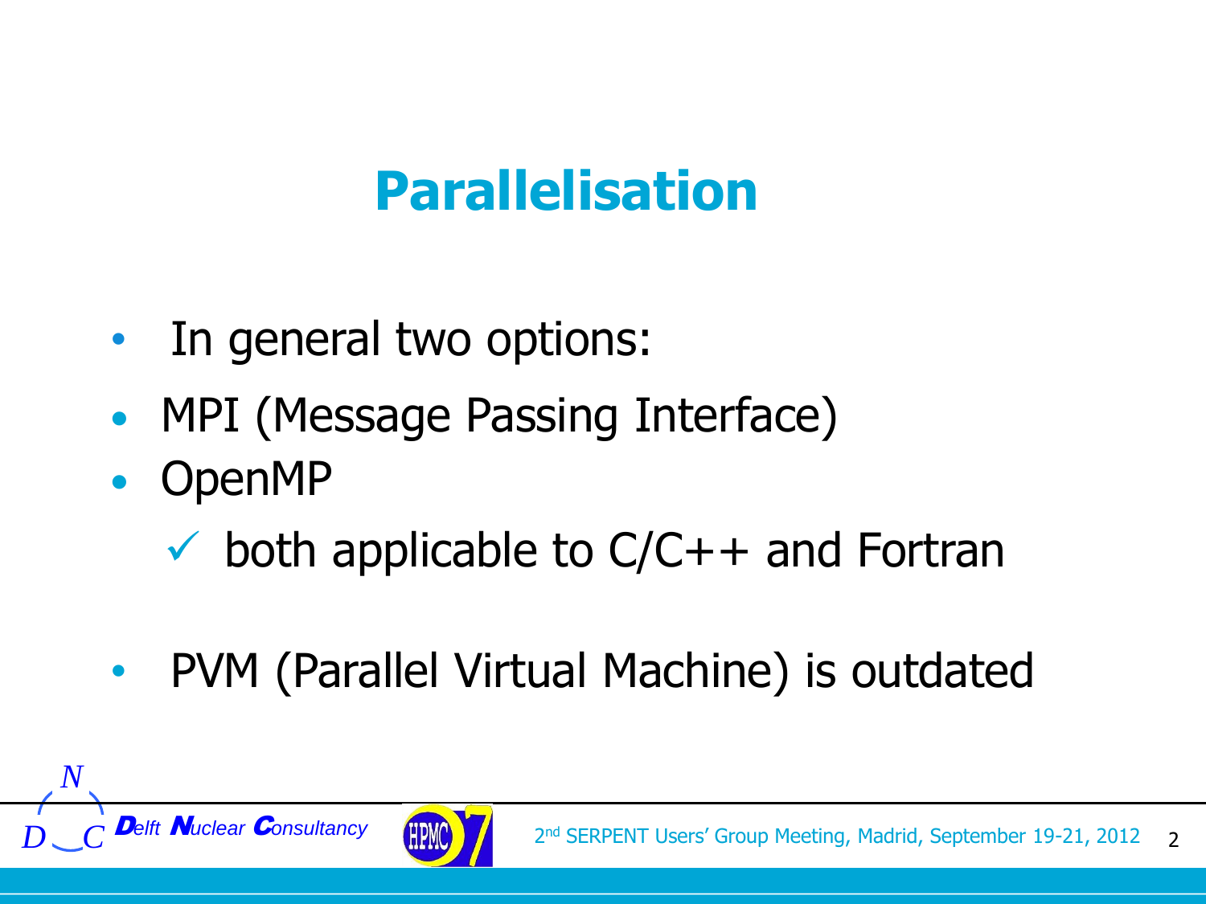# Parallelisation

- In general two options:
- MPI (Message Passing Interface)
- OpenMP
  - ✓ both applicable to C/C++ and Fortran

- PVM (Parallel Virtual Machine) is outdated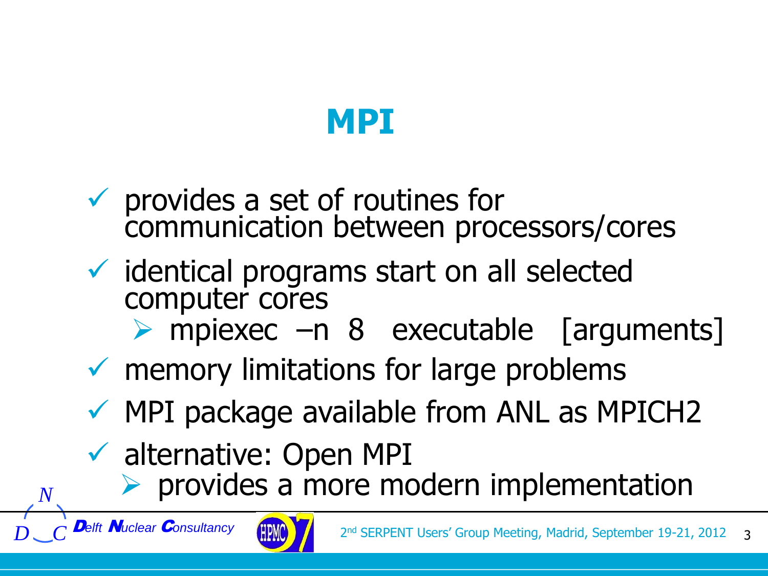# MPI

- provides a set of routines for communication between processors/cores
- identical programs start on all selected computer cores
  - mpiexec –n 8 executable [arguments]
- memory limitations for large problems
- MPI package available from ANL as MPICH2
- alternative: Open MPI
  - provides a more modern implementation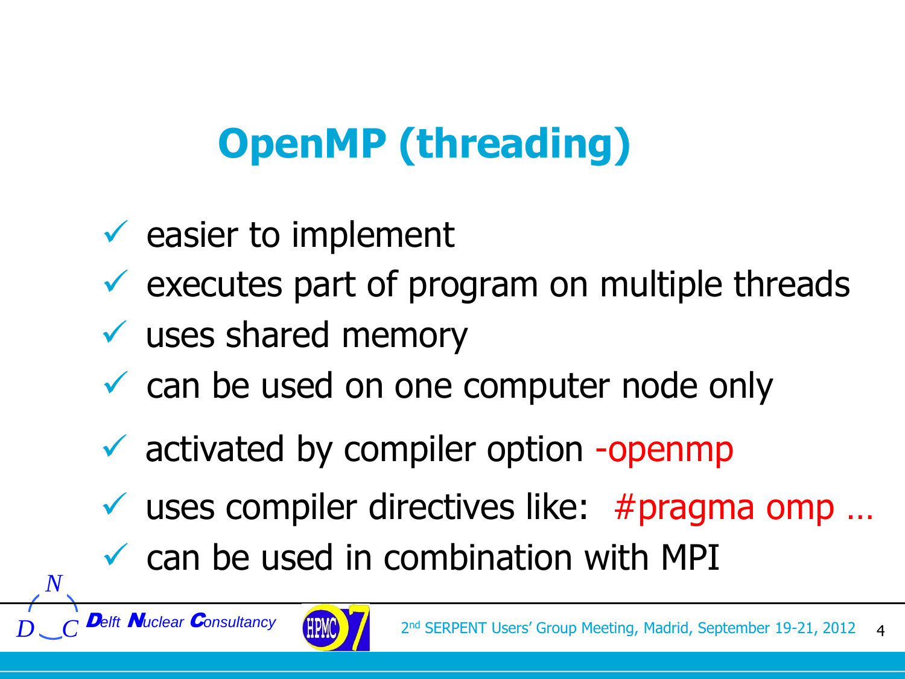# OpenMP (threading)

- ✓ easier to implement
- ✓ executes part of program on multiple threads
- ✓ uses shared memory
- ✓ can be used on one computer node only
- ✓ activated by compiler option -openmp
- ✓ uses compiler directives like: #pragma omp …
- ✓ can be used in combination with MPI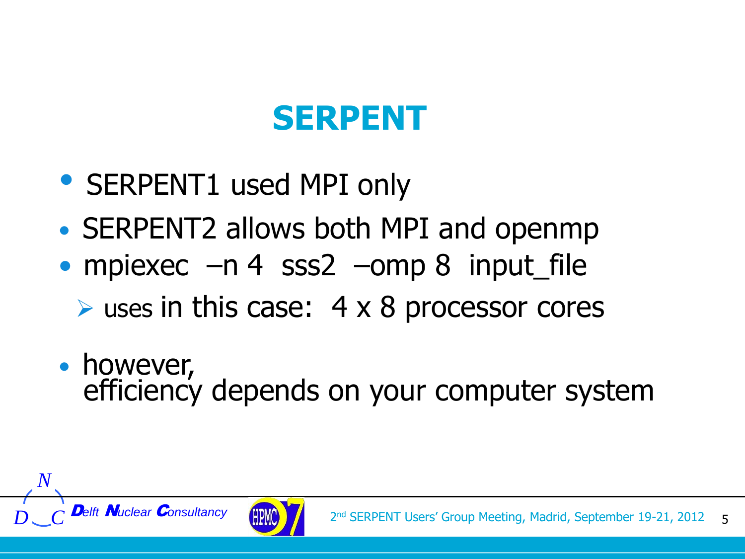# SERPENT

- SERPENT1 used MPI only
- SERPENT2 allows both MPI and openmp
- mpiexec –n 4 sss2 –omp 8 input_file
  - uses in this case: 4 x 8 processor cores
- however,
  efficiency depends on your computer system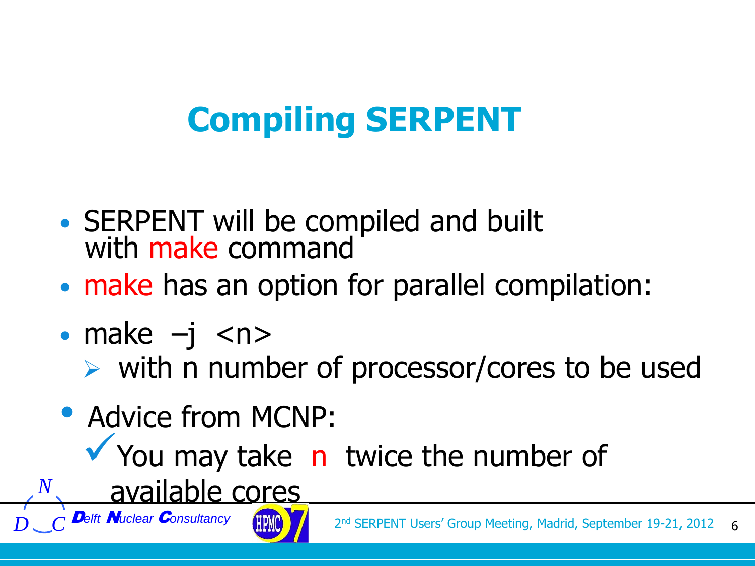# Compiling SERPENT

- SERPENT will be compiled and built with make command
- make has an option for parallel compilation:
- make –j <n>
  - with n number of processor/cores to be used
- Advice from MCNP:
  - ✓ You may take n twice the number of available cores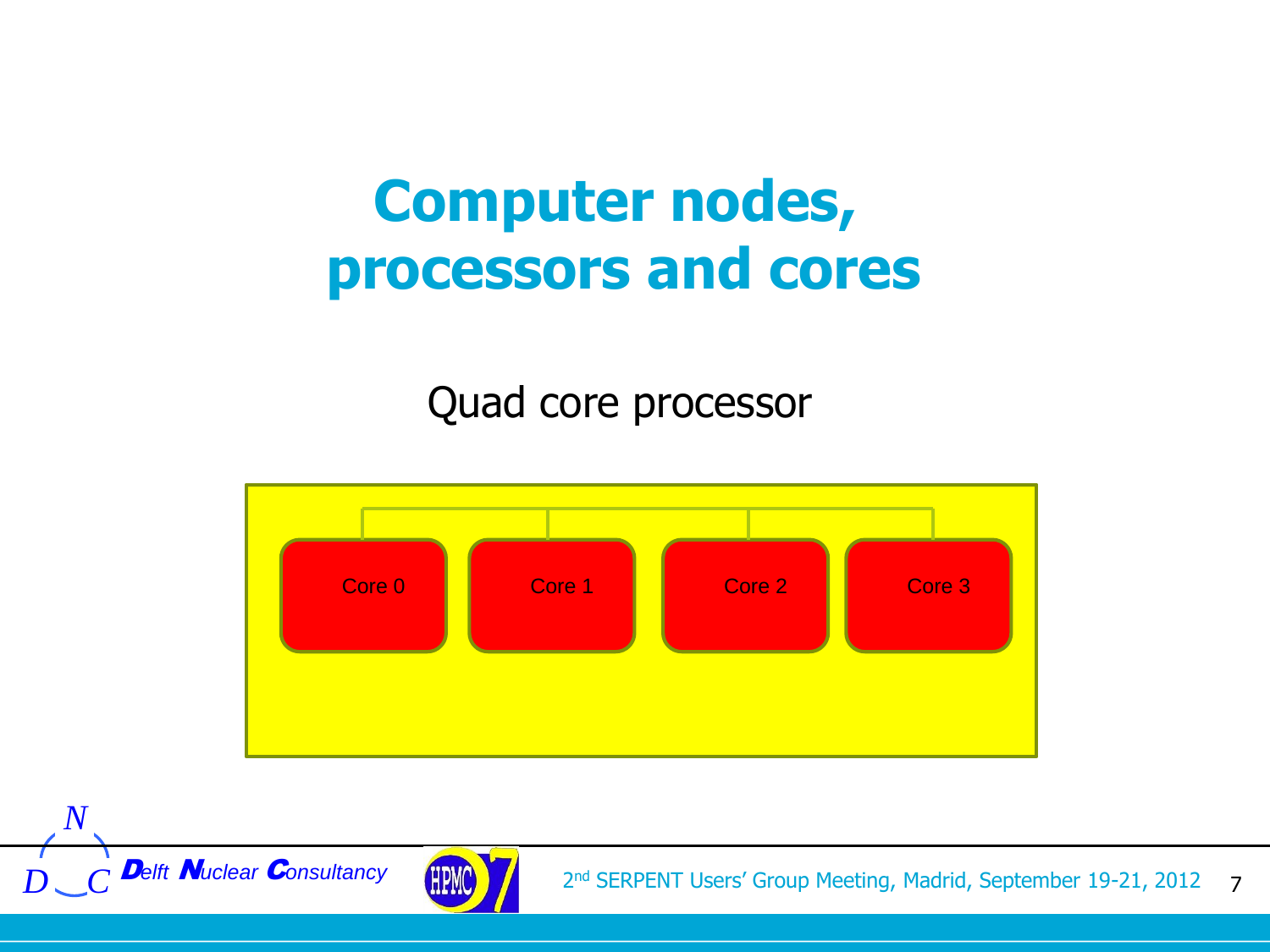# Computer nodes, processors and cores

Quad core processor

Core 0

Core 1

Core 2

Core 3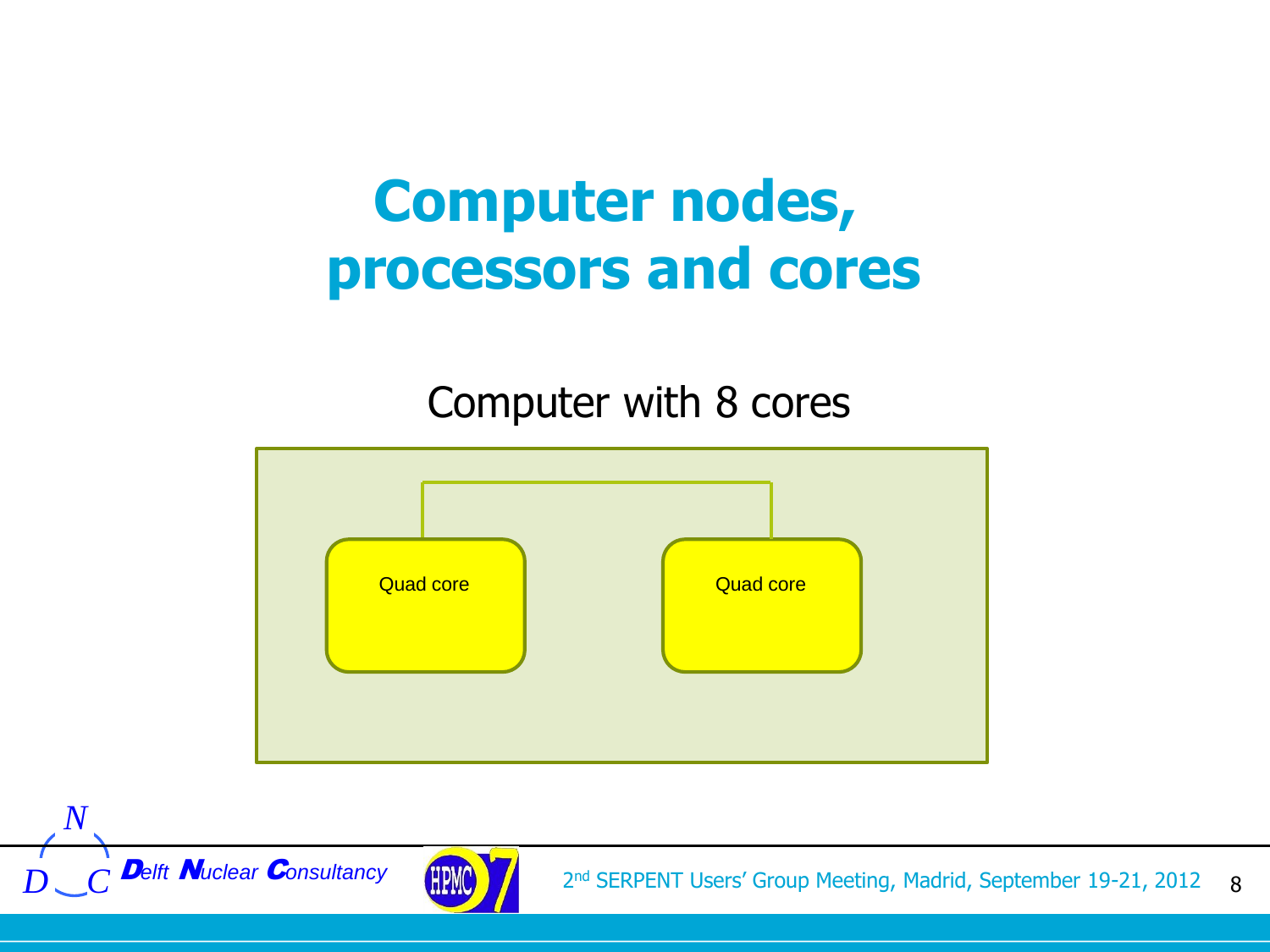# Computer nodes, processors and cores

Computer with 8 cores

Quad core

Quad core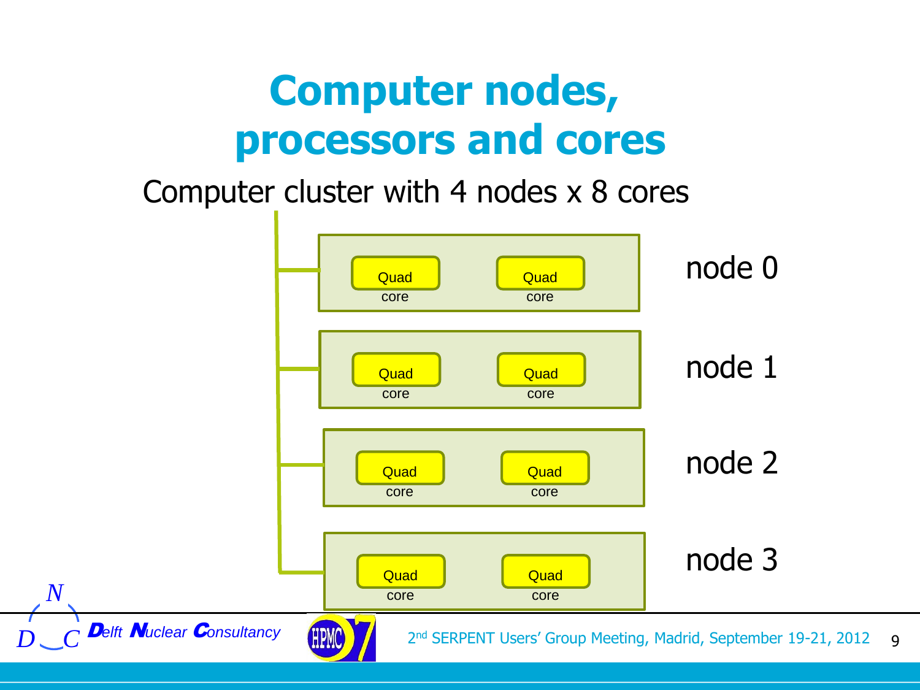# Computer nodes, processors and cores

Computer cluster with 4 nodes x 8 cores

node 0: Quad core, Quad core

node 1: Quad core, Quad core

node 2: Quad core, Quad core

node 3: Quad core, Quad core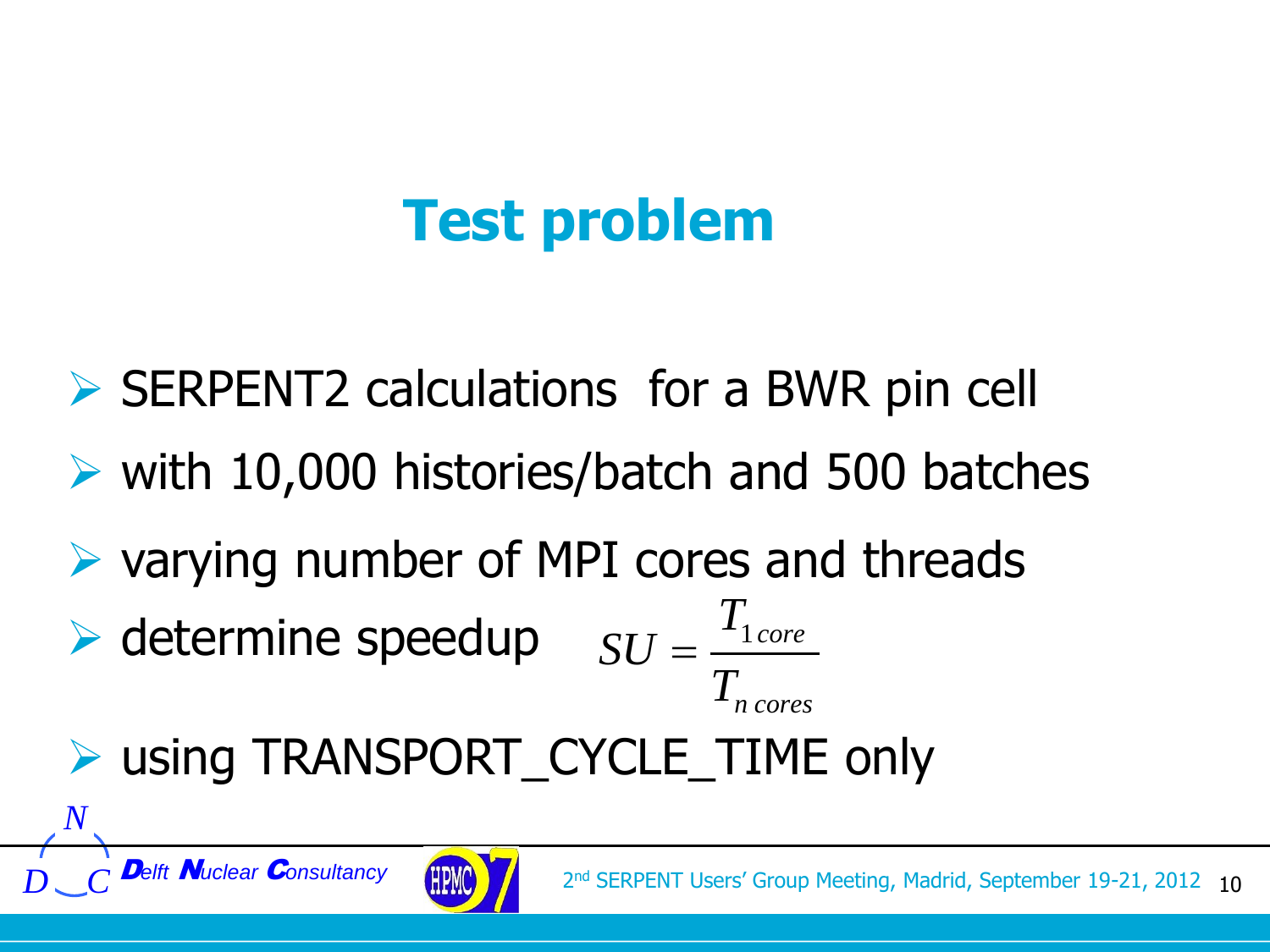# Test problem

- SERPENT2 calculations for a BWR pin cell
- with 10,000 histories/batch and 500 batches
- varying number of MPI cores and threads
- determine speedup $SU = \frac{T_{1\,core}}{T_{n\,cores}}$
- using TRANSPORT_CYCLE_TIME only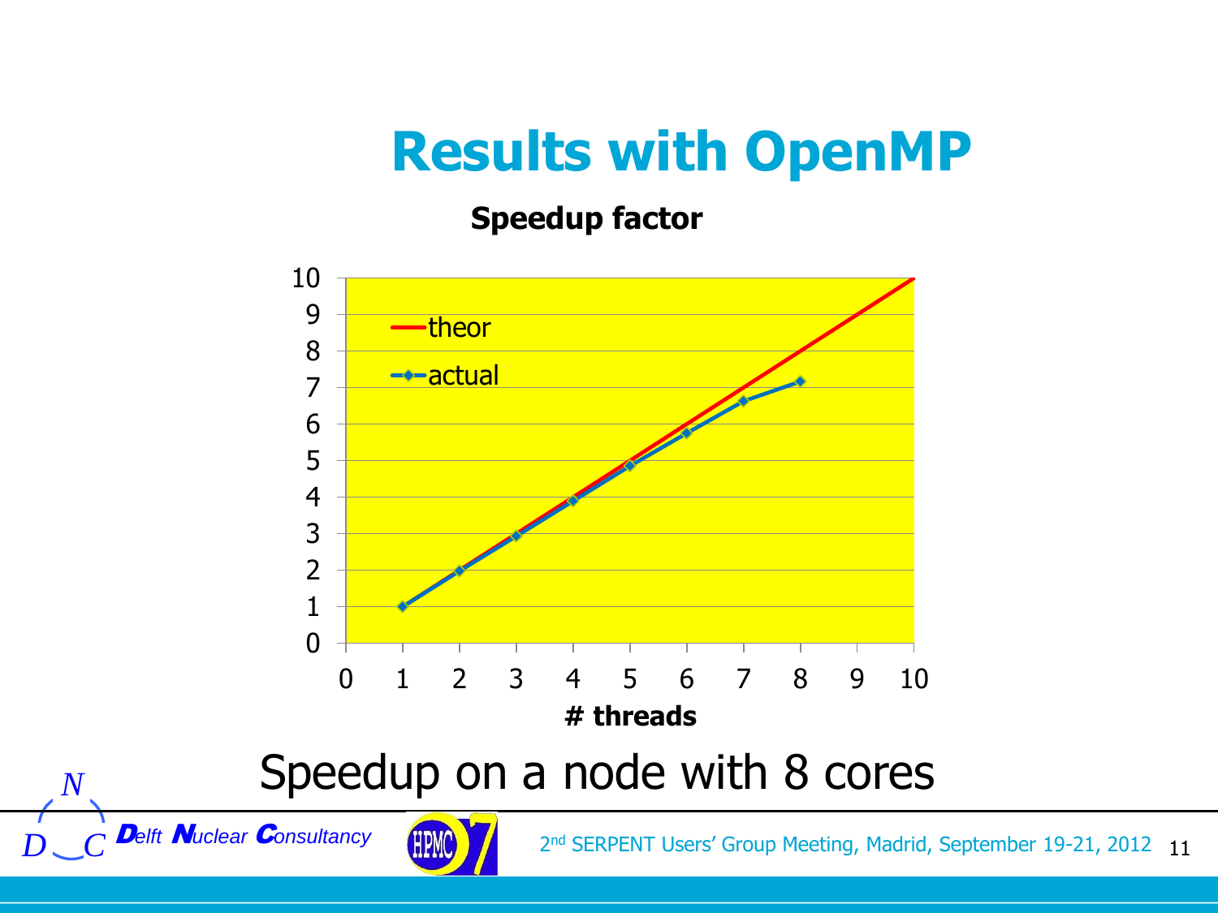# Results with OpenMP

**Speedup factor**

Speedup on a node with 8 cores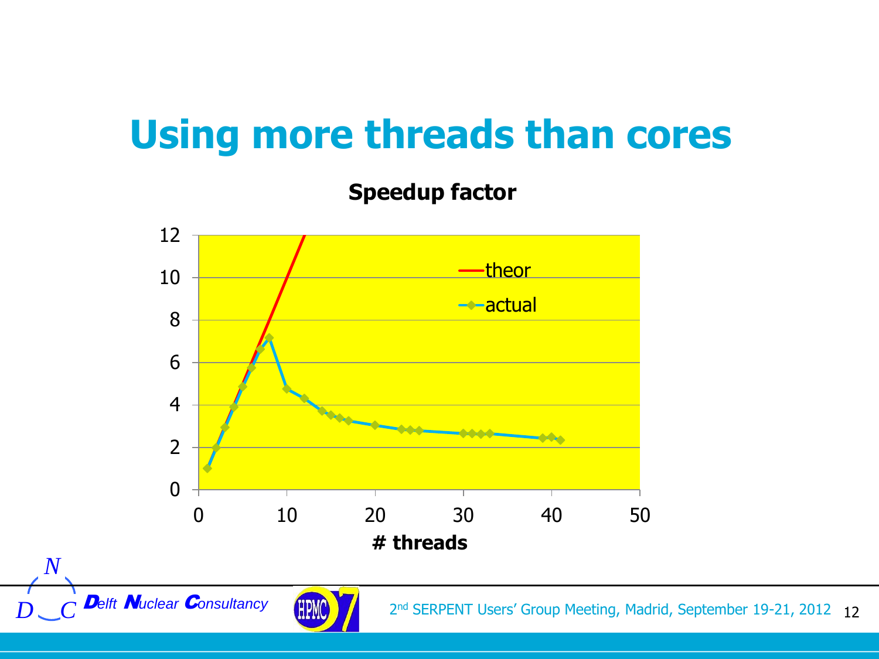# Using more threads than cores

**Speedup factor**

| # threads | theor | actual |
|---|---|---|
| 0–50 | | |

12
10
8
6
4
2
0

0 10 20 30 40 50

**# threads**

— theor
—◆— actual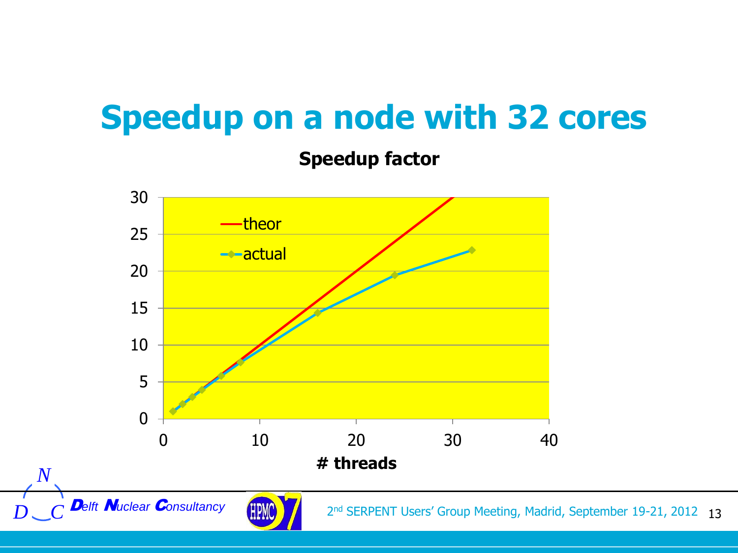# Speedup on a node with 32 cores

**Speedup factor**

- theor
- actual

**# threads**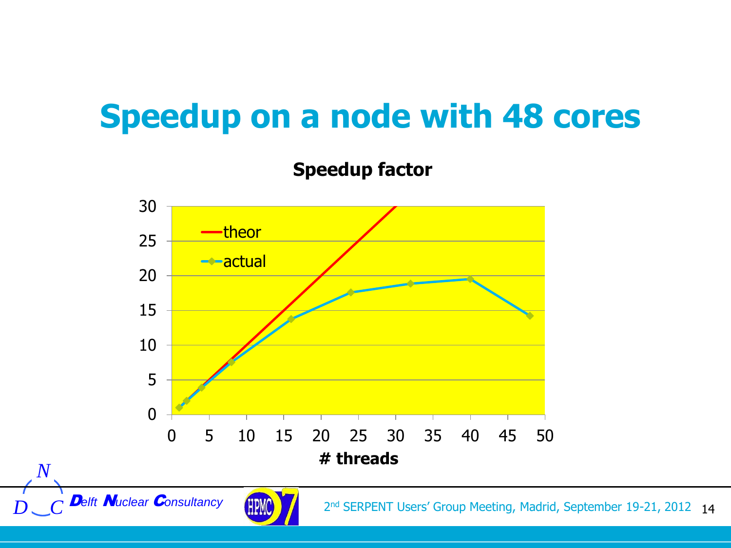# Speedup on a node with 48 cores

**Speedup factor**

- theor
- actual

**# threads**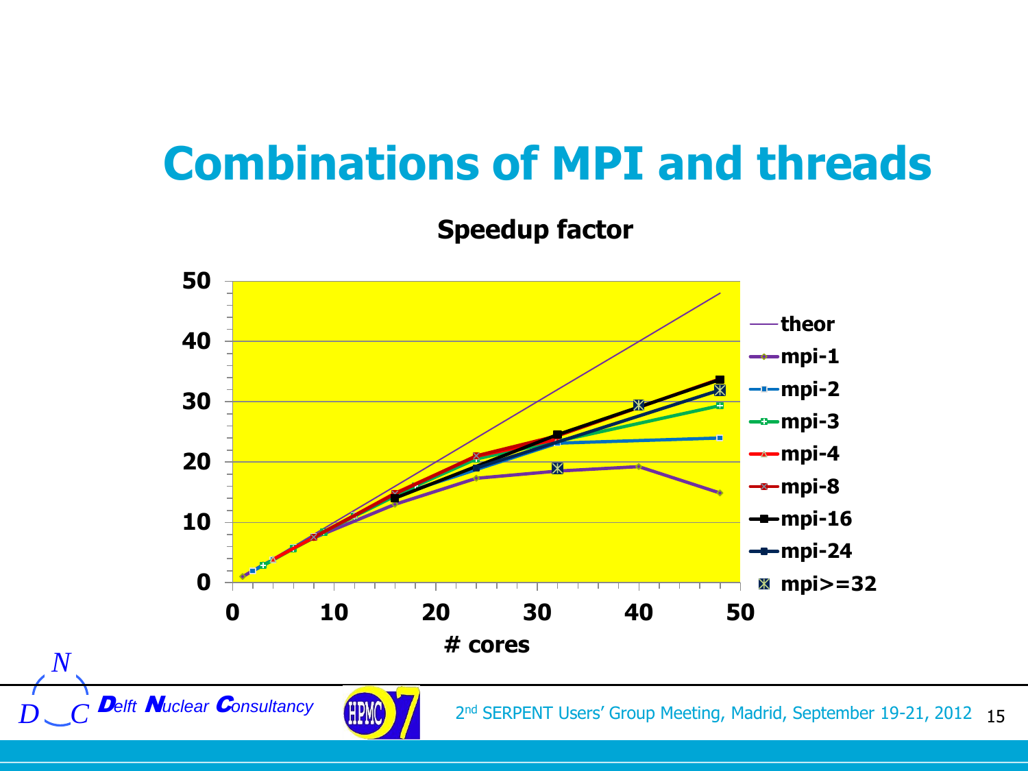# Combinations of MPI and threads

**Speedup factor**

- theor
- mpi-1
- mpi-2
- mpi-3
- mpi-4
- mpi-8
- mpi-16
- mpi-24
- mpi>=32

\# cores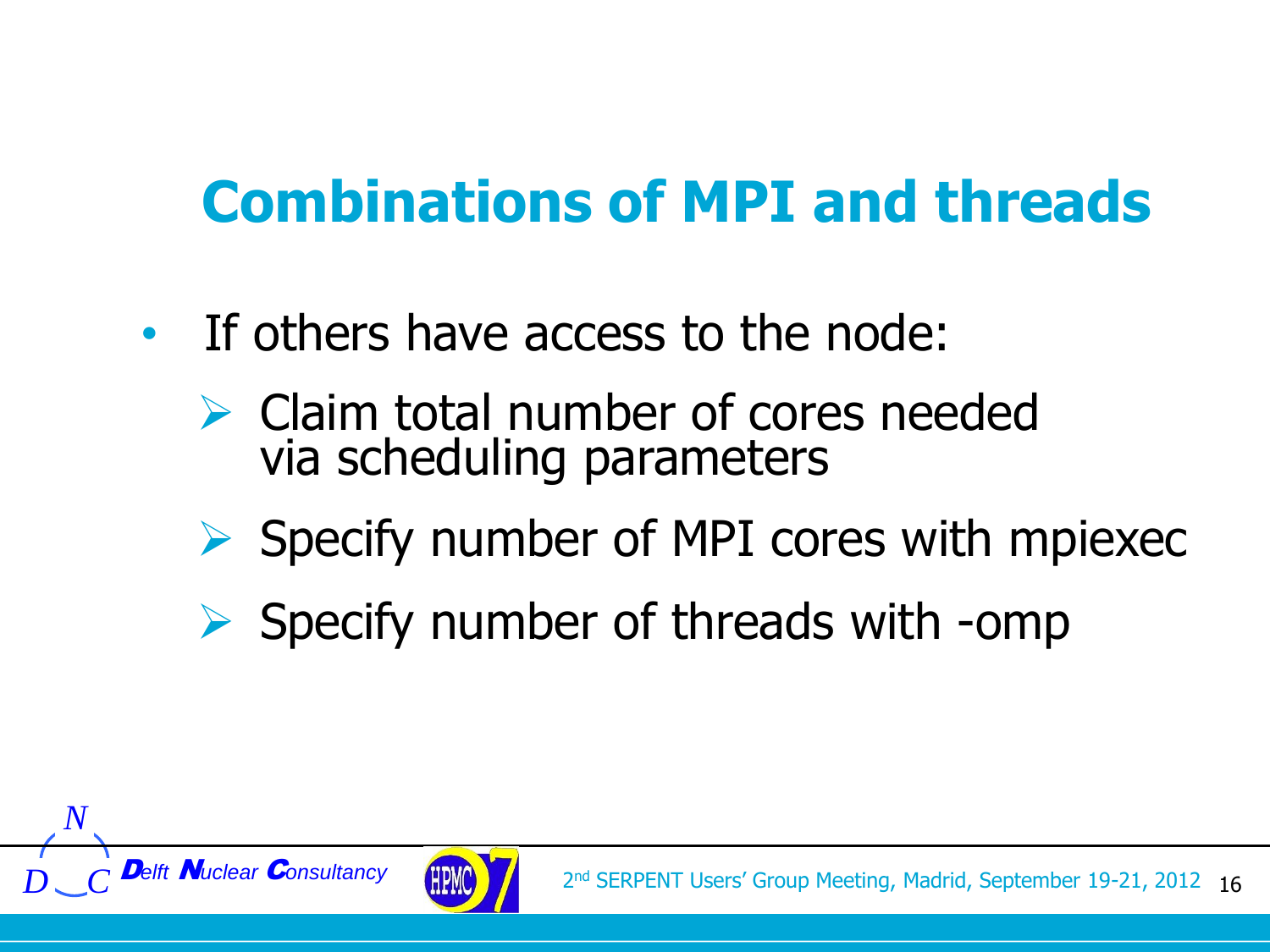# Combinations of MPI and threads

- If others have access to the node:
  - Claim total number of cores needed via scheduling parameters
  - Specify number of MPI cores with mpiexec
  - Specify number of threads with -omp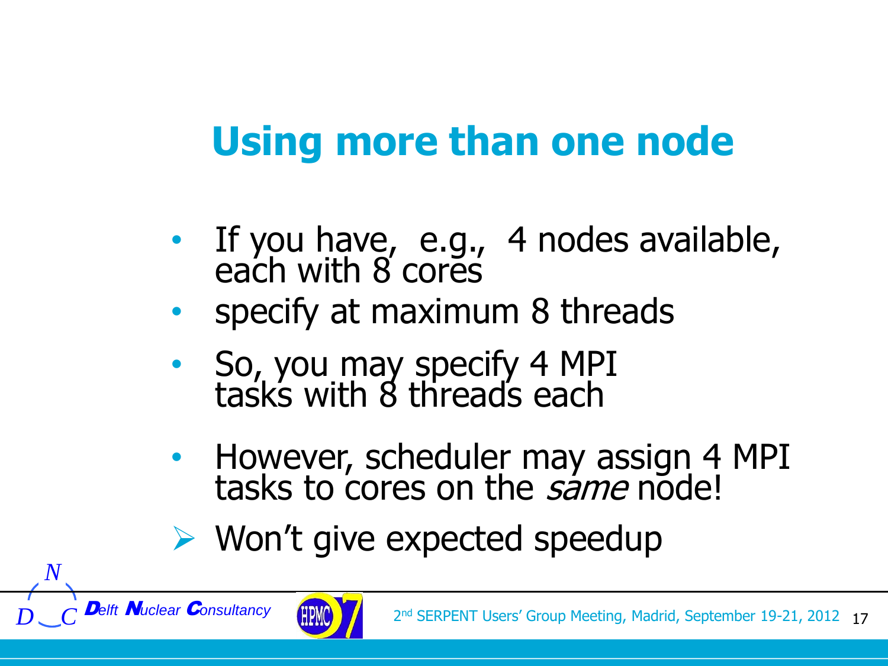# Using more than one node

- If you have, e.g., 4 nodes available, each with 8 cores
- specify at maximum 8 threads
- So, you may specify 4 MPI tasks with 8 threads each
- However, scheduler may assign 4 MPI tasks to cores on the *same* node!
  - Won't give expected speedup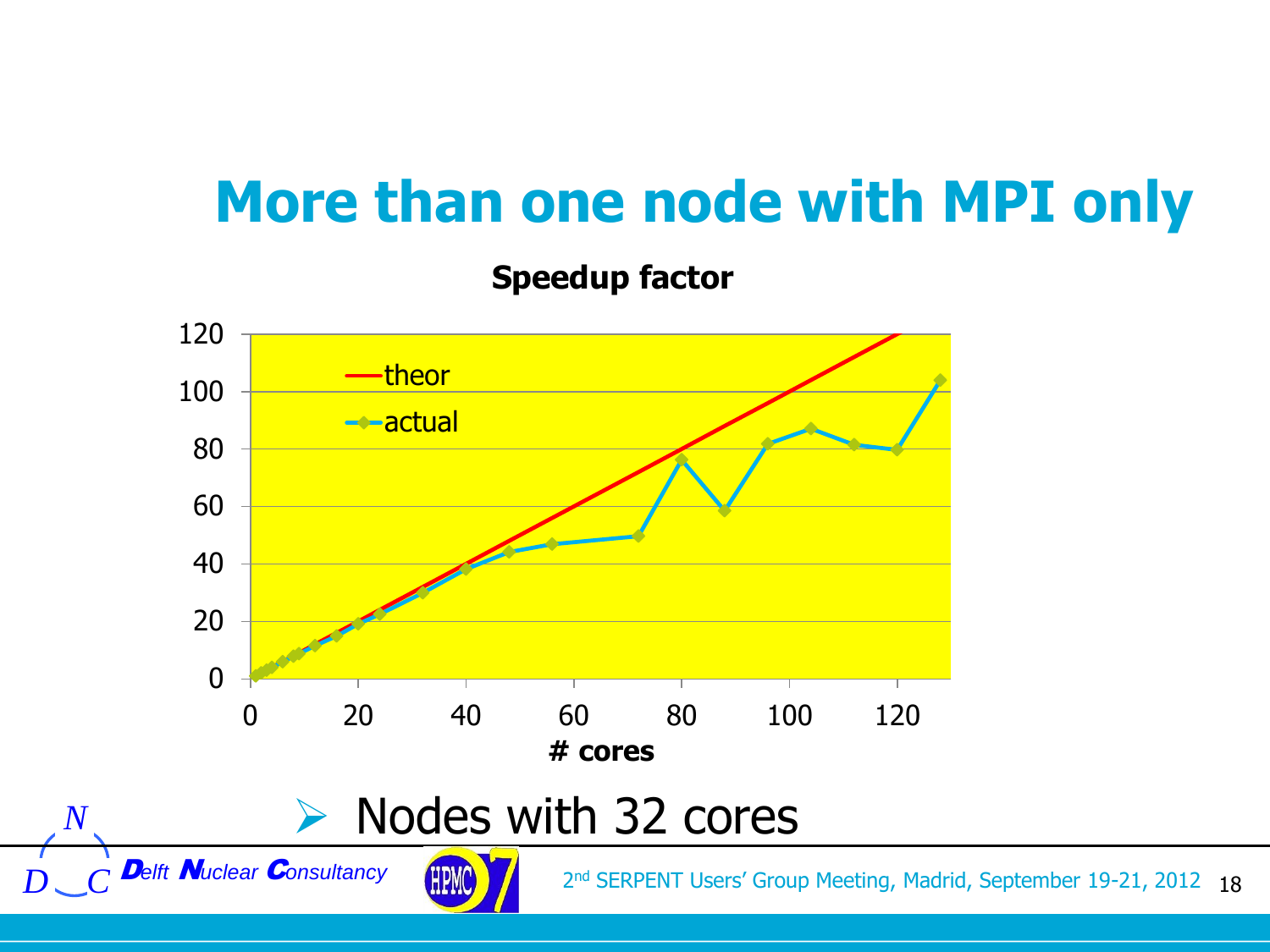# More than one node with MPI only

**Speedup factor**

- theor
- actual

**# cores**

- Nodes with 32 cores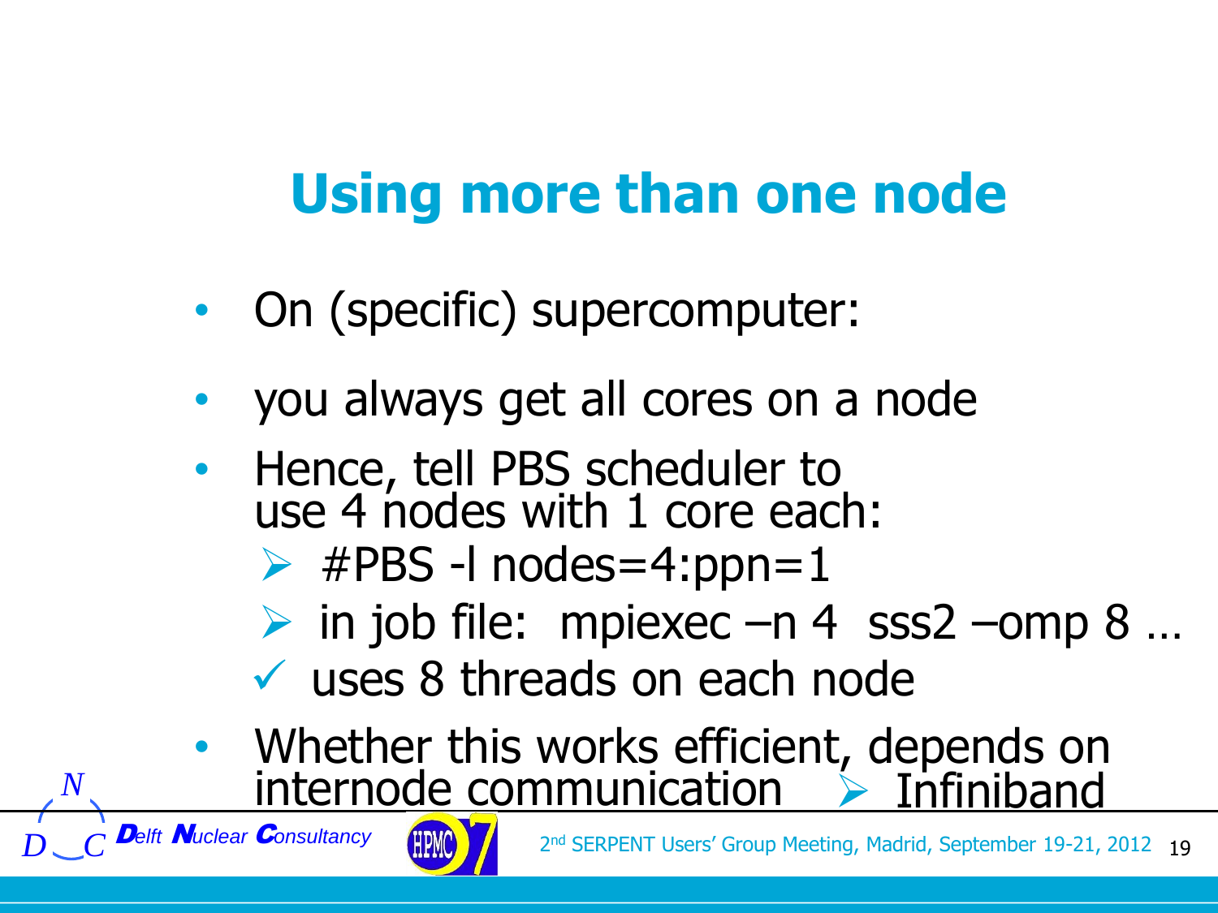# Using more than one node

- On (specific) supercomputer:
- you always get all cores on a node
- Hence, tell PBS scheduler to use 4 nodes with 1 core each:
  - #PBS -l nodes=4:ppn=1
  - in job file: mpiexec –n 4 sss2 –omp 8 …
  - ✓ uses 8 threads on each node
- Whether this works efficient, depends on internode communication ➢ Infiniband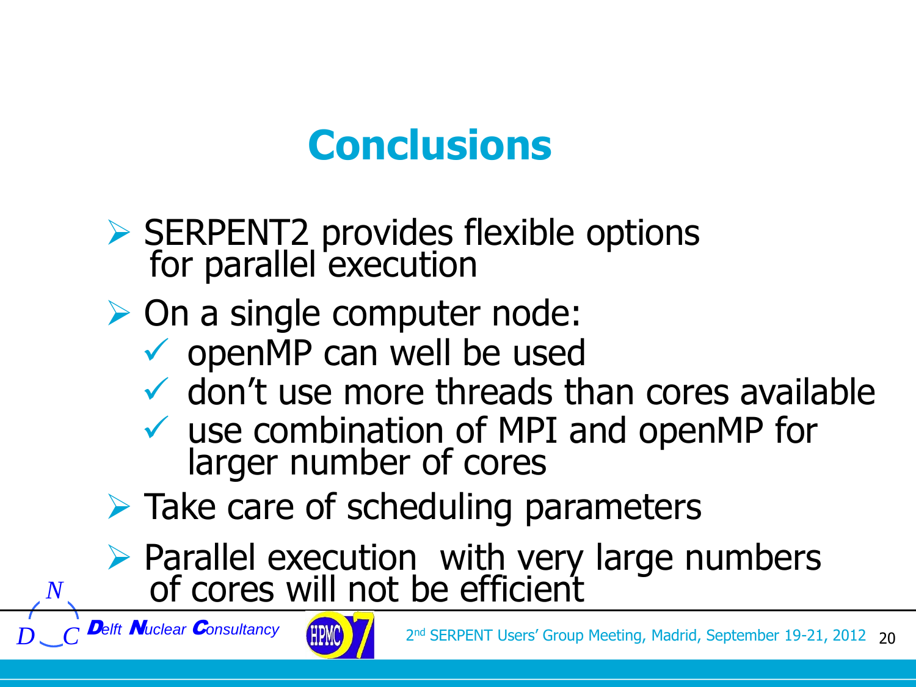# Conclusions

- SERPENT2 provides flexible options for parallel execution
- On a single computer node:
  - ✓ openMP can well be used
  - ✓ don't use more threads than cores available
  - ✓ use combination of MPI and openMP for larger number of cores
- Take care of scheduling parameters
- Parallel execution with very large numbers of cores will not be efficient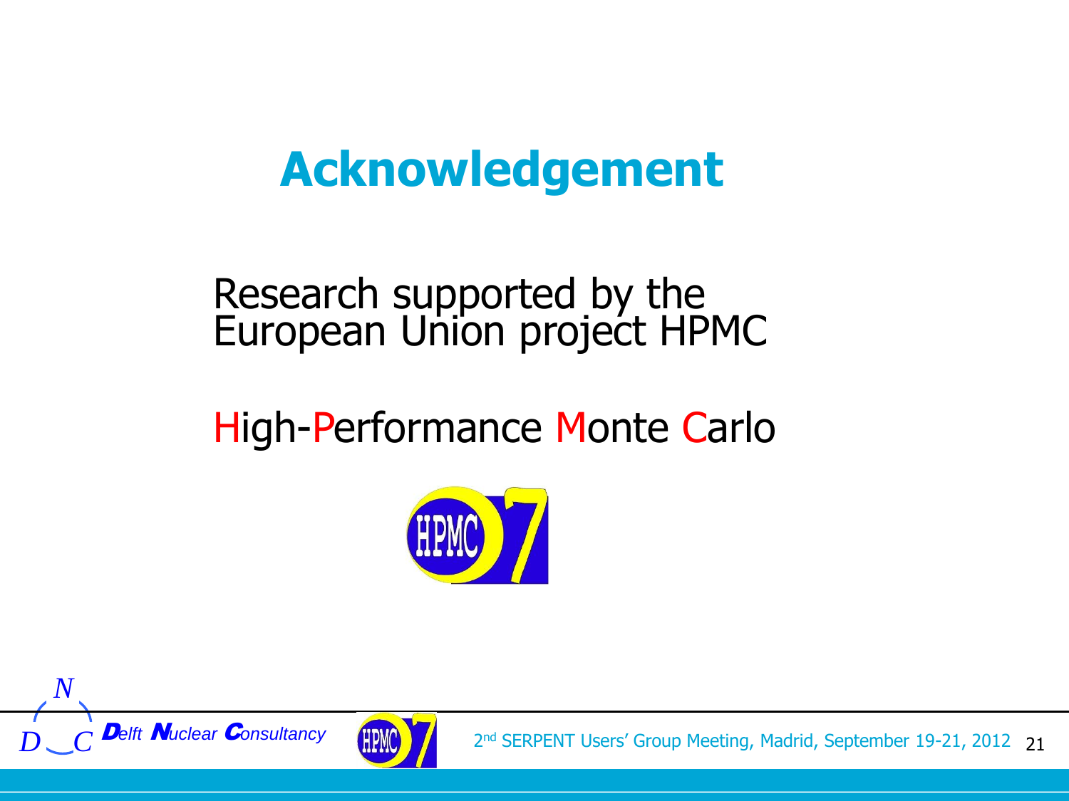# Acknowledgement

Research supported by the European Union project HPMC

High-Performance Monte Carlo